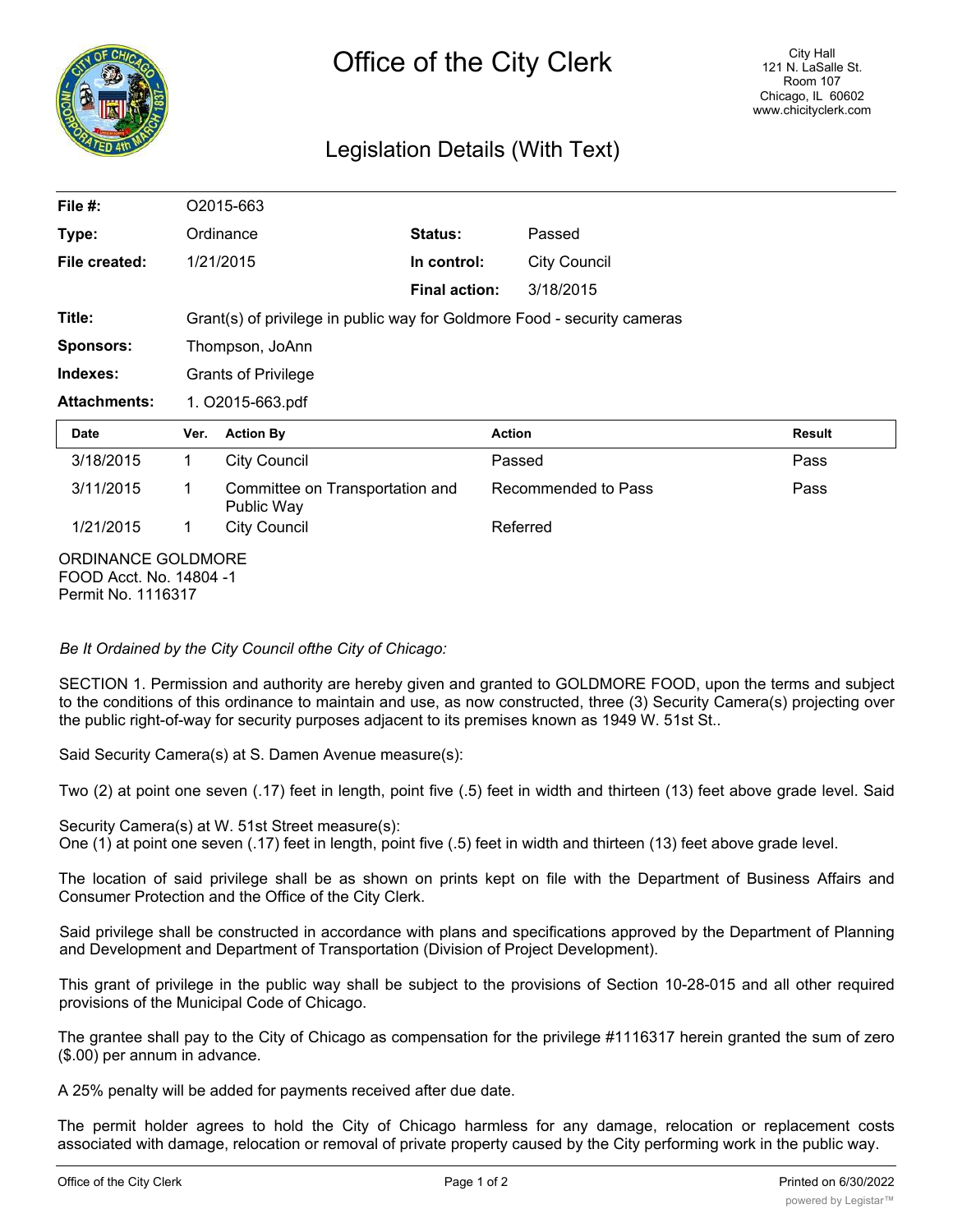# Office of the City Clerk

City Hall
121 N. LaSalle St.
Room 107
Chicago, IL 60602
www.chicityclerk.com

## Legislation Details (With Text)

| | | | |
|---|---|---|---|
| **File #:** | O2015-663 | | |
| **Type:** | Ordinance | **Status:** | Passed |
| **File created:** | 1/21/2015 | **In control:** | City Council |
| | | **Final action:** | 3/18/2015 |
| **Title:** | Grant(s) of privilege in public way for Goldmore Food - security cameras | | |
| **Sponsors:** | Thompson, JoAnn | | |
| **Indexes:** | Grants of Privilege | | |
| **Attachments:** | 1. O2015-663.pdf | | |

| Date | Ver. | Action By | Action | Result |
|---|---|---|---|---|
| 3/18/2015 | 1 | City Council | Passed | Pass |
| 3/11/2015 | 1 | Committee on Transportation and Public Way | Recommended to Pass | Pass |
| 1/21/2015 | 1 | City Council | Referred | |

ORDINANCE GOLDMORE
FOOD Acct. No. 14804 -1
Permit No. 1116317

*Be It Ordained by the City Council ofthe City of Chicago:*

SECTION 1. Permission and authority are hereby given and granted to GOLDMORE FOOD, upon the terms and subject to the conditions of this ordinance to maintain and use, as now constructed, three (3) Security Camera(s) projecting over the public right-of-way for security purposes adjacent to its premises known as 1949 W. 51st St..

Said Security Camera(s) at S. Damen Avenue measure(s):

Two (2) at point one seven (.17) feet in length, point five (.5) feet in width and thirteen (13) feet above grade level. Said

Security Camera(s) at W. 51st Street measure(s):
One (1) at point one seven (.17) feet in length, point five (.5) feet in width and thirteen (13) feet above grade level.

The location of said privilege shall be as shown on prints kept on file with the Department of Business Affairs and Consumer Protection and the Office of the City Clerk.

Said privilege shall be constructed in accordance with plans and specifications approved by the Department of Planning and Development and Department of Transportation (Division of Project Development).

This grant of privilege in the public way shall be subject to the provisions of Section 10-28-015 and all other required provisions of the Municipal Code of Chicago.

The grantee shall pay to the City of Chicago as compensation for the privilege #1116317 herein granted the sum of zero ($.00) per annum in advance.

A 25% penalty will be added for payments received after due date.

The permit holder agrees to hold the City of Chicago harmless for any damage, relocation or replacement costs associated with damage, relocation or removal of private property caused by the City performing work in the public way.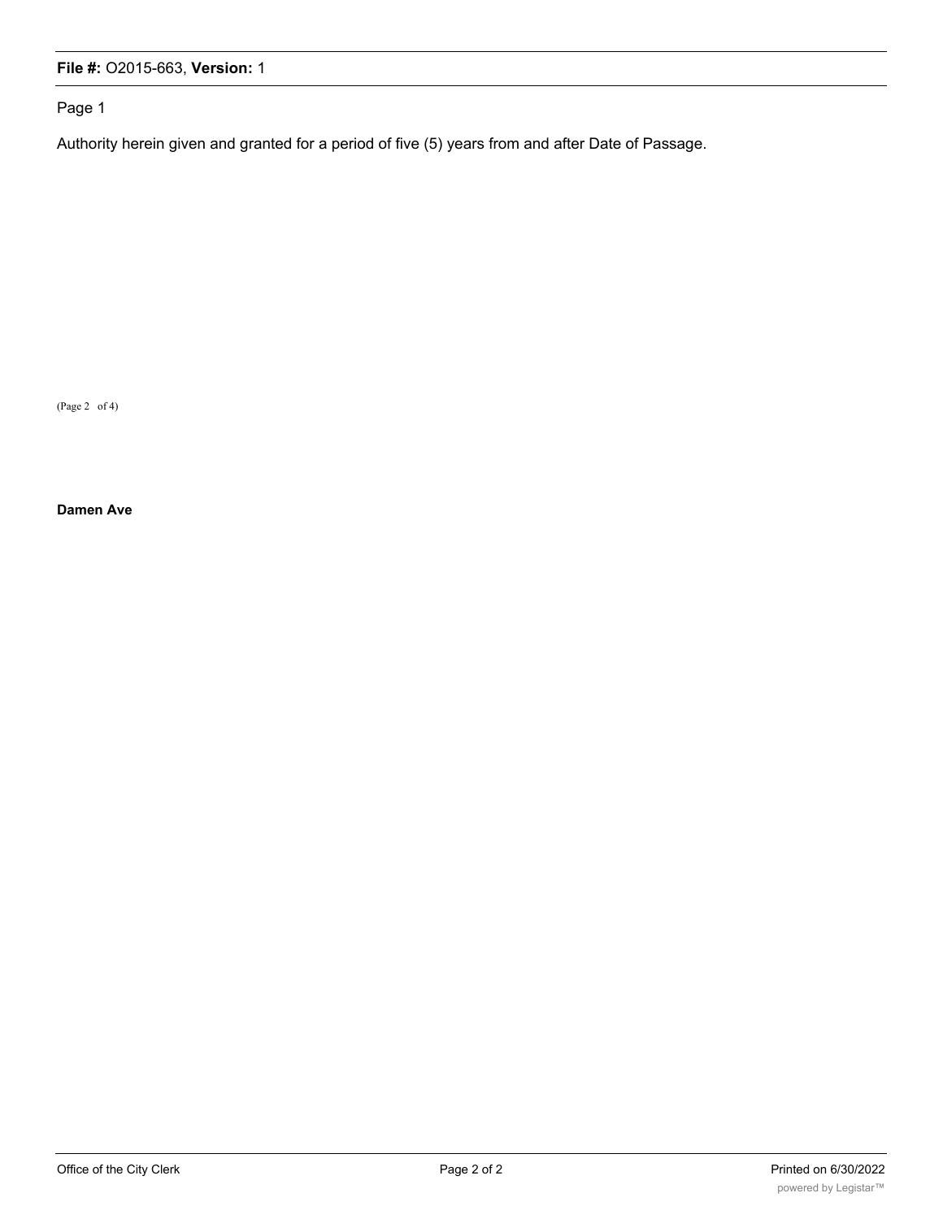Page 1

Authority herein given and granted for a period of five (5) years from and after Date of Passage.

(Page 2 of 4)

**Damen Ave**